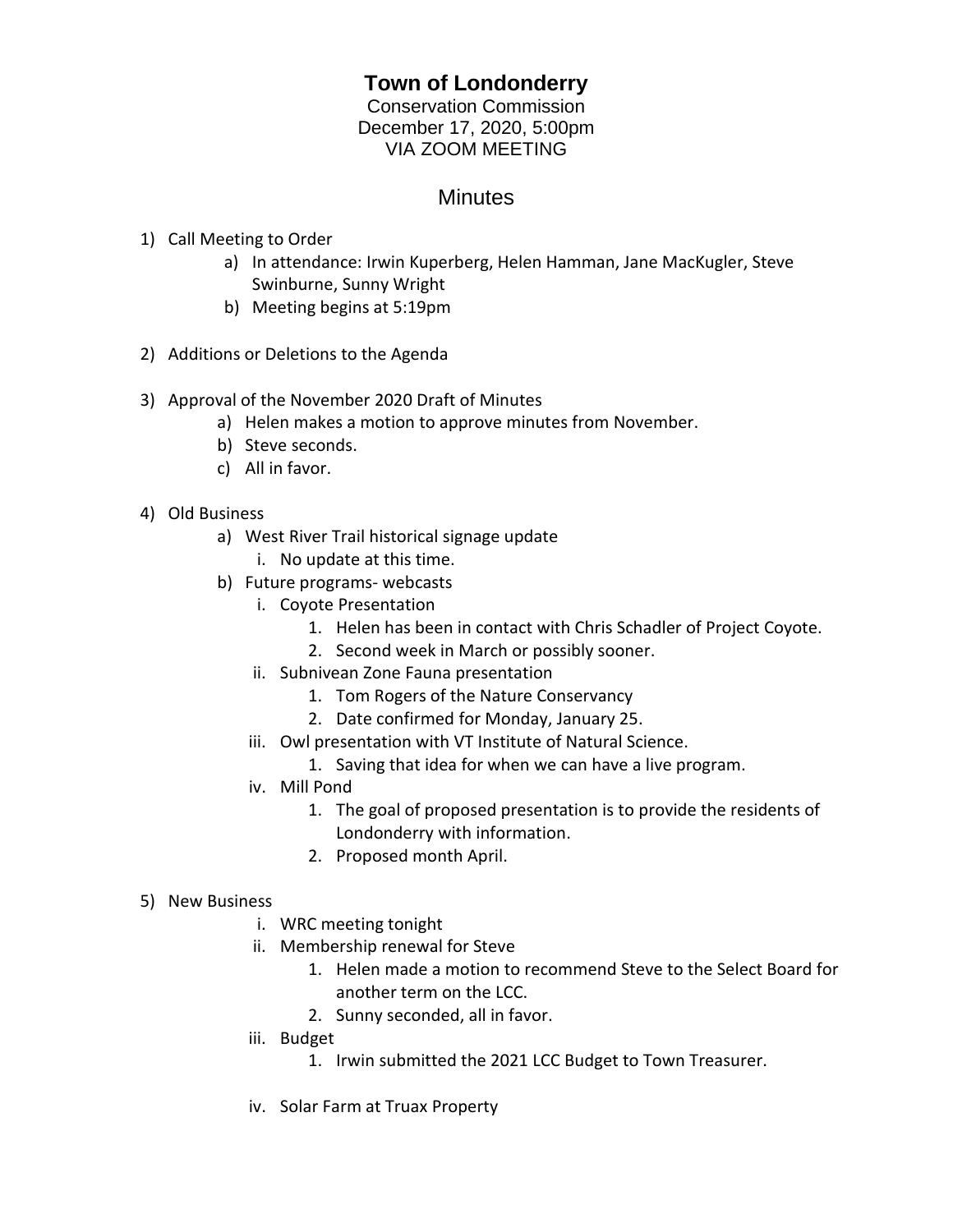# Town of Londonderry

Conservation Commission
December 17, 2020, 5:00pm
VIA ZOOM MEETING

## Minutes

1) Call Meeting to Order
   a) In attendance: Irwin Kuperberg, Helen Hamman, Jane MacKugler, Steve Swinburne, Sunny Wright
   b) Meeting begins at 5:19pm

2) Additions or Deletions to the Agenda

3) Approval of the November 2020 Draft of Minutes
   a) Helen makes a motion to approve minutes from November.
   b) Steve seconds.
   c) All in favor.

4) Old Business
   a) West River Trail historical signage update
      i. No update at this time.
   b) Future programs- webcasts
      i. Coyote Presentation
         1. Helen has been in contact with Chris Schadler of Project Coyote.
         2. Second week in March or possibly sooner.
      ii. Subnivean Zone Fauna presentation
         1. Tom Rogers of the Nature Conservancy
         2. Date confirmed for Monday, January 25.
      iii. Owl presentation with VT Institute of Natural Science.
         1. Saving that idea for when we can have a live program.
      iv. Mill Pond
         1. The goal of proposed presentation is to provide the residents of Londonderry with information.
         2. Proposed month April.

5) New Business
   i. WRC meeting tonight
   ii. Membership renewal for Steve
      1. Helen made a motion to recommend Steve to the Select Board for another term on the LCC.
      2. Sunny seconded, all in favor.
   iii. Budget
      1. Irwin submitted the 2021 LCC Budget to Town Treasurer.
   iv. Solar Farm at Truax Property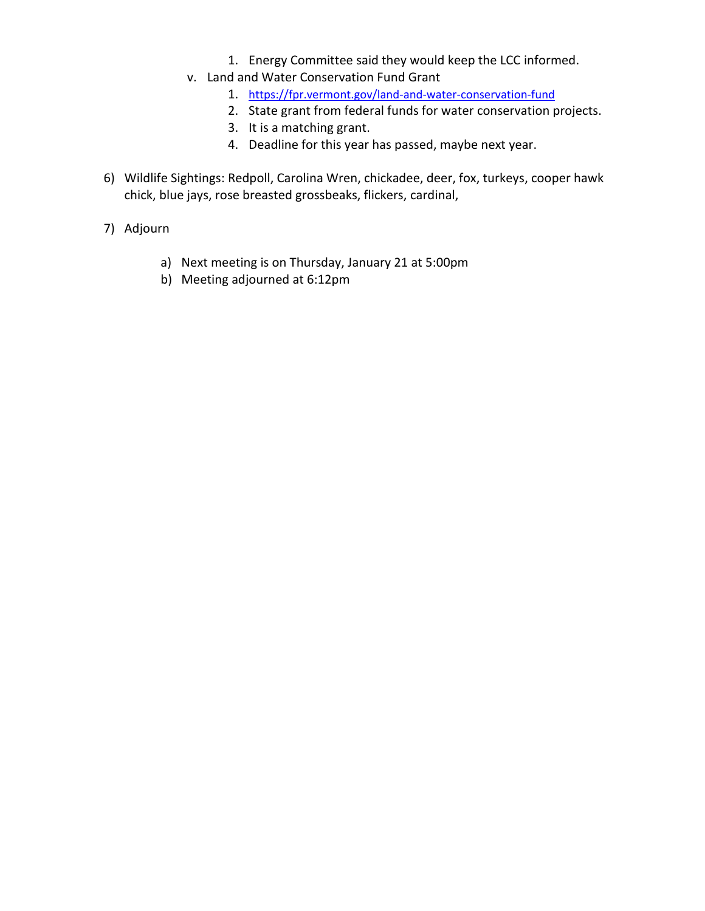1. Energy Committee said they would keep the LCC informed.

    v. Land and Water Conservation Fund Grant
        1. https://fpr.vermont.gov/land-and-water-conservation-fund
        2. State grant from federal funds for water conservation projects.
        3. It is a matching grant.
        4. Deadline for this year has passed, maybe next year.

6) Wildlife Sightings: Redpoll, Carolina Wren, chickadee, deer, fox, turkeys, cooper hawk chick, blue jays, rose breasted grossbeaks, flickers, cardinal,

7) Adjourn

    a) Next meeting is on Thursday, January 21 at 5:00pm
    b) Meeting adjourned at 6:12pm